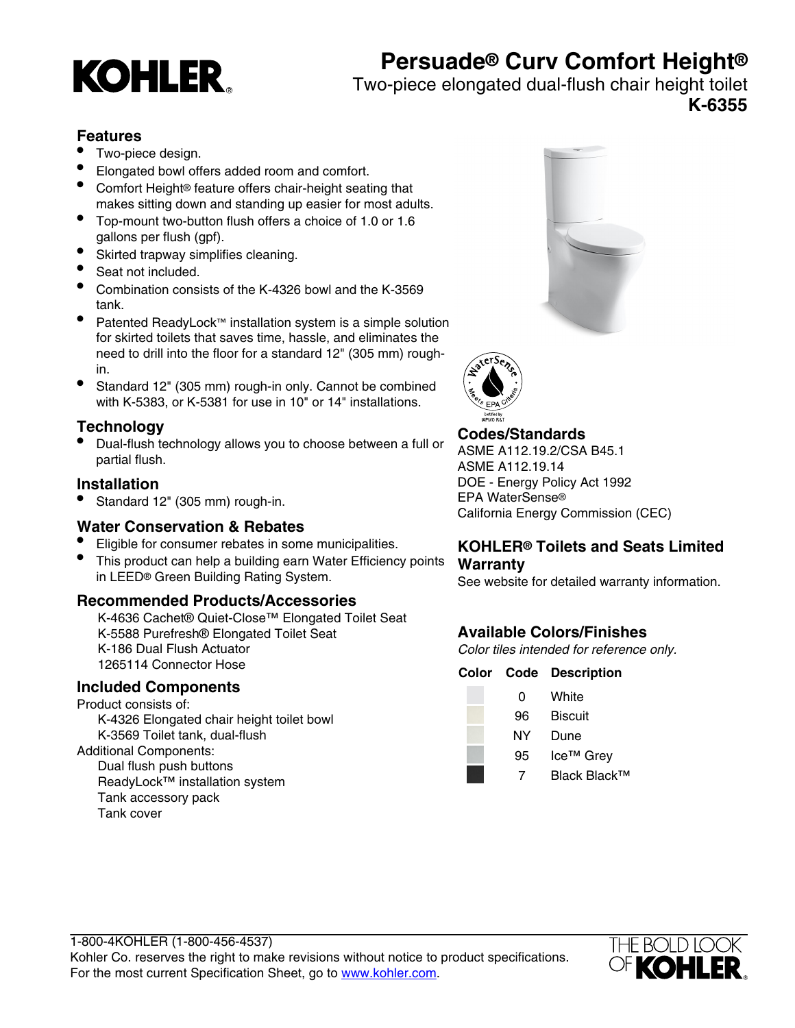# Persuade® Curv Comfort Height®

Two-piece elongated dual-flush chair height toilet

**K-6355**

## Features

- Two-piece design.
- Elongated bowl offers added room and comfort.
- Comfort Height® feature offers chair-height seating that makes sitting down and standing up easier for most adults.
- Top-mount two-button flush offers a choice of 1.0 or 1.6 gallons per flush (gpf).
- Skirted trapway simplifies cleaning.
- Seat not included.
- Combination consists of the K-4326 bowl and the K-3569 tank.
- Patented ReadyLock™ installation system is a simple solution for skirted toilets that saves time, hassle, and eliminates the need to drill into the floor for a standard 12" (305 mm) rough-in.
- Standard 12" (305 mm) rough-in only. Cannot be combined with K-5383, or K-5381 for use in 10" or 14" installations.

## Technology

- Dual-flush technology allows you to choose between a full or partial flush.

## Installation

- Standard 12" (305 mm) rough-in.

## Water Conservation & Rebates

- Eligible for consumer rebates in some municipalities.
- This product can help a building earn Water Efficiency points in LEED® Green Building Rating System.

## Recommended Products/Accessories

K-4636 Cachet® Quiet-Close™ Elongated Toilet Seat
K-5588 Purefresh® Elongated Toilet Seat
K-186 Dual Flush Actuator
1265114 Connector Hose

## Included Components

Product consists of:

K-4326 Elongated chair height toilet bowl
K-3569 Toilet tank, dual-flush

Additional Components:

Dual flush push buttons
ReadyLock™ installation system
Tank accessory pack
Tank cover

## Codes/Standards

ASME A112.19.2/CSA B45.1
ASME A112.19.14
DOE - Energy Policy Act 1992
EPA WaterSense®
California Energy Commission (CEC)

## KOHLER® Toilets and Seats Limited Warranty

See website for detailed warranty information.

## Available Colors/Finishes

*Color tiles intended for reference only.*

| Color | Code | Description |
| --- | --- | --- |
| | 0 | White |
| | 96 | Biscuit |
| | NY | Dune |
| | 95 | Ice™ Grey |
| | 7 | Black Black™ |

1-800-4KOHLER (1-800-456-4537)
Kohler Co. reserves the right to make revisions without notice to product specifications.
For the most current Specification Sheet, go to www.kohler.com.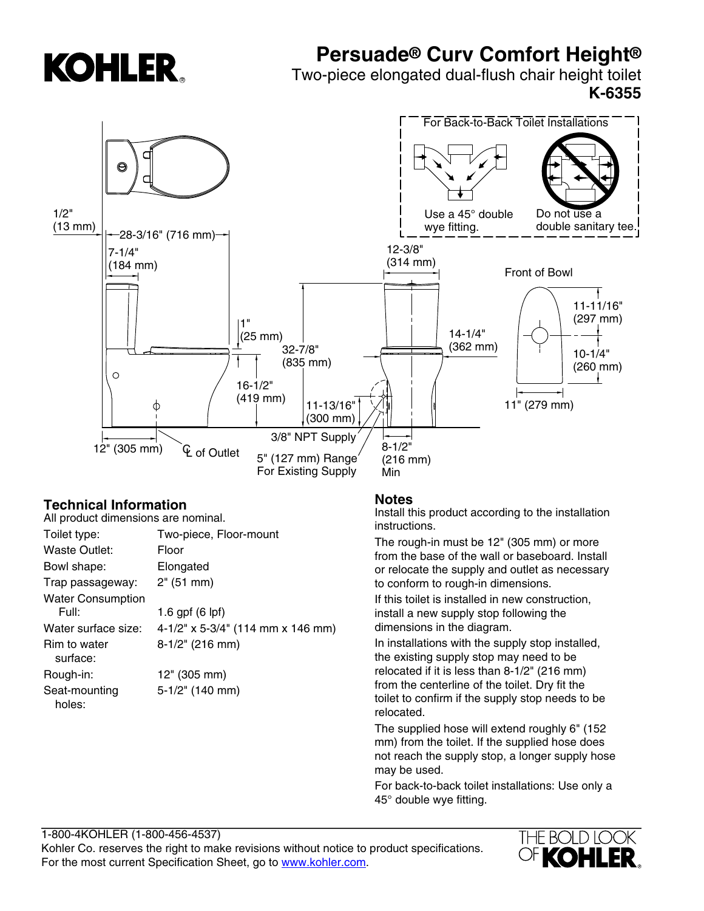# KOHLER

## Persuade® Curv Comfort Height®

Two-piece elongated dual-flush chair height toilet

**K-6355**

For Back-to-Back Toilet Installations

Use a 45° double wye fitting.

Do not use a double sanitary tee.

1/2" (13 mm)

28-3/16" (716 mm)

7-1/4" (184 mm)

1" (25 mm)

32-7/8" (835 mm)

16-1/2" (419 mm)

11-13/16" (300 mm)

12-3/8" (314 mm)

14-1/4" (362 mm)

Front of Bowl

11-11/16" (297 mm)

10-1/4" (260 mm)

11" (279 mm)

12" (305 mm)

℄ of Outlet

3/8" NPT Supply

5" (127 mm) Range For Existing Supply

8-1/2" (216 mm) Min

## Technical Information

All product dimensions are nominal.

| | |
|---|---|
| Toilet type: | Two-piece, Floor-mount |
| Waste Outlet: | Floor |
| Bowl shape: | Elongated |
| Trap passageway: | 2" (51 mm) |
| Water Consumption | |
| Full: | 1.6 gpf (6 lpf) |
| Water surface size: | 4-1/2" x 5-3/4" (114 mm x 146 mm) |
| Rim to water surface: | 8-1/2" (216 mm) |
| Rough-in: | 12" (305 mm) |
| Seat-mounting holes: | 5-1/2" (140 mm) |

## Notes

Install this product according to the installation instructions.

The rough-in must be 12" (305 mm) or more from the base of the wall or baseboard. Install or relocate the supply and outlet as necessary to conform to rough-in dimensions.

If this toilet is installed in new construction, install a new supply stop following the dimensions in the diagram.

In installations with the supply stop installed, the existing supply stop may need to be relocated if it is less than 8-1/2" (216 mm) from the centerline of the toilet. Dry fit the toilet to confirm if the supply stop needs to be relocated.

The supplied hose will extend roughly 6" (152 mm) from the toilet. If the supplied hose does not reach the supply stop, a longer supply hose may be used.

For back-to-back toilet installations: Use only a 45° double wye fitting.

1-800-4KOHLER (1-800-456-4537)

Kohler Co. reserves the right to make revisions without notice to product specifications.
For the most current Specification Sheet, go to www.kohler.com.

THE BOLD LOOK OF KOHLER